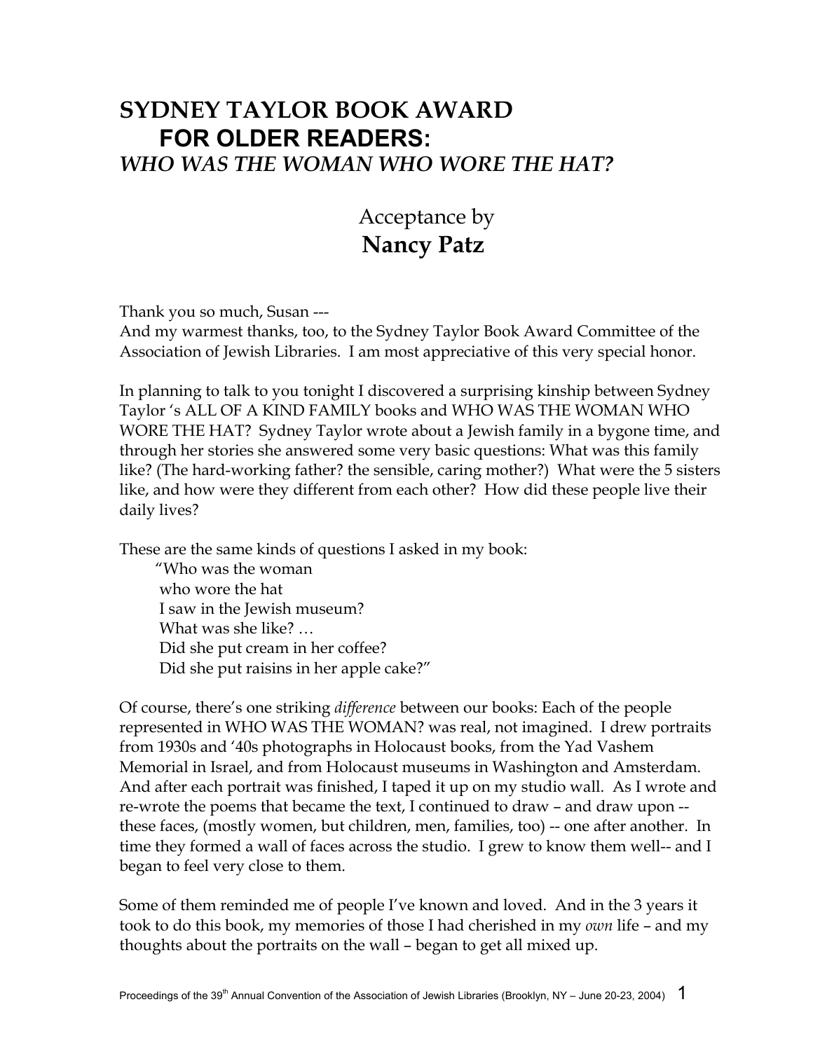# SYDNEY TAYLOR BOOK AWARD
## FOR OLDER READERS:
## *WHO WAS THE WOMAN WHO WORE THE HAT?*

Acceptance by
**Nancy Patz**

Thank you so much, Susan ---
And my warmest thanks, too, to the Sydney Taylor Book Award Committee of the Association of Jewish Libraries. I am most appreciative of this very special honor.

In planning to talk to you tonight I discovered a surprising kinship between Sydney Taylor 's ALL OF A KIND FAMILY books and WHO WAS THE WOMAN WHO WORE THE HAT? Sydney Taylor wrote about a Jewish family in a bygone time, and through her stories she answered some very basic questions: What was this family like? (The hard-working father? the sensible, caring mother?) What were the 5 sisters like, and how were they different from each other? How did these people live their daily lives?

These are the same kinds of questions I asked in my book:

"Who was the woman
who wore the hat
I saw in the Jewish museum?
What was she like? …
Did she put cream in her coffee?
Did she put raisins in her apple cake?"

Of course, there's one striking *difference* between our books: Each of the people represented in WHO WAS THE WOMAN? was real, not imagined. I drew portraits from 1930s and '40s photographs in Holocaust books, from the Yad Vashem Memorial in Israel, and from Holocaust museums in Washington and Amsterdam. And after each portrait was finished, I taped it up on my studio wall. As I wrote and re-wrote the poems that became the text, I continued to draw – and draw upon -- these faces, (mostly women, but children, men, families, too) -- one after another. In time they formed a wall of faces across the studio. I grew to know them well-- and I began to feel very close to them.

Some of them reminded me of people I've known and loved. And in the 3 years it took to do this book, my memories of those I had cherished in my *own* life – and my thoughts about the portraits on the wall – began to get all mixed up.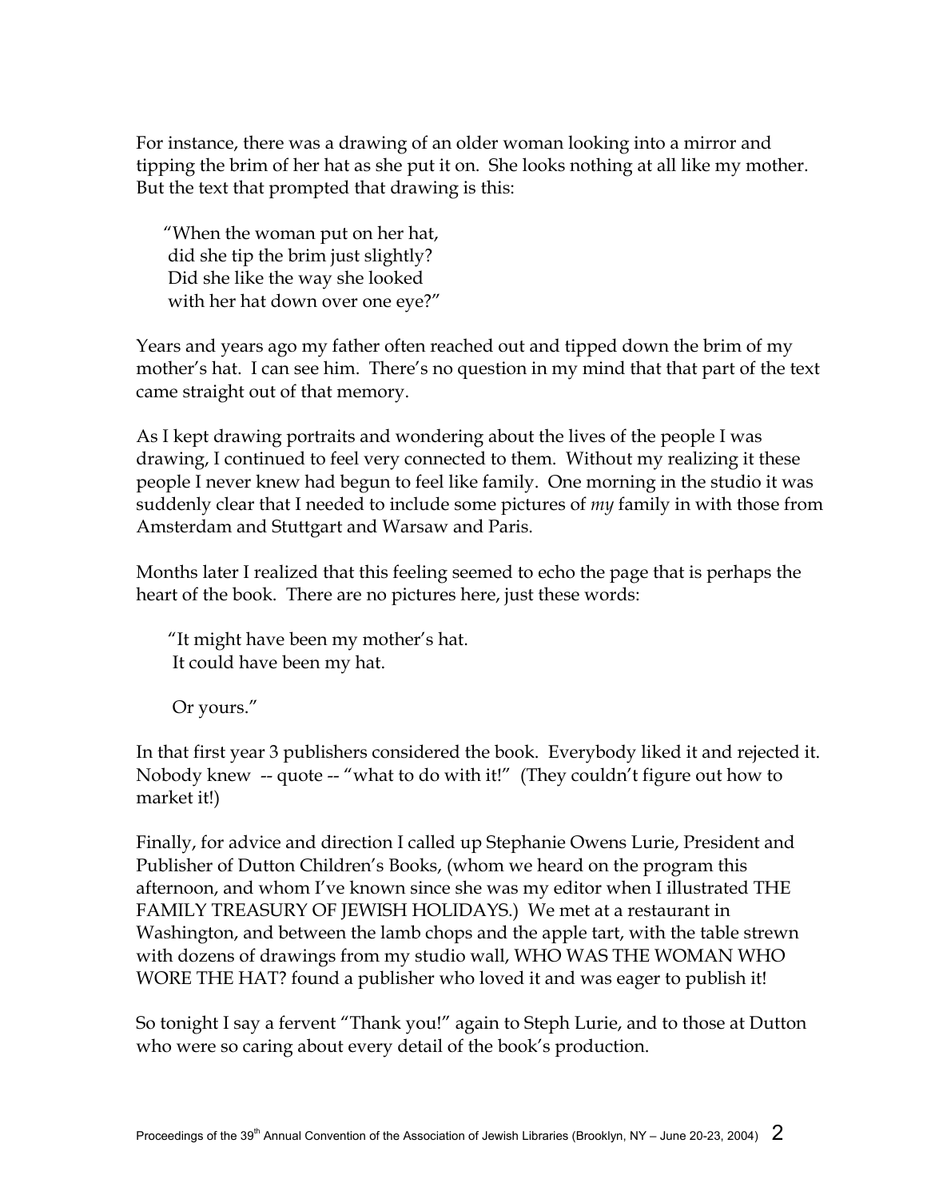For instance, there was a drawing of an older woman looking into a mirror and tipping the brim of her hat as she put it on. She looks nothing at all like my mother. But the text that prompted that drawing is this:

> "When the woman put on her hat,
> did she tip the brim just slightly?
> Did she like the way she looked
> with her hat down over one eye?"

Years and years ago my father often reached out and tipped down the brim of my mother's hat. I can see him. There's no question in my mind that that part of the text came straight out of that memory.

As I kept drawing portraits and wondering about the lives of the people I was drawing, I continued to feel very connected to them. Without my realizing it these people I never knew had begun to feel like family. One morning in the studio it was suddenly clear that I needed to include some pictures of *my* family in with those from Amsterdam and Stuttgart and Warsaw and Paris.

Months later I realized that this feeling seemed to echo the page that is perhaps the heart of the book. There are no pictures here, just these words:

> "It might have been my mother's hat.
> It could have been my hat.
>
> Or yours."

In that first year 3 publishers considered the book. Everybody liked it and rejected it. Nobody knew -- quote -- "what to do with it!" (They couldn't figure out how to market it!)

Finally, for advice and direction I called up Stephanie Owens Lurie, President and Publisher of Dutton Children's Books, (whom we heard on the program this afternoon, and whom I've known since she was my editor when I illustrated THE FAMILY TREASURY OF JEWISH HOLIDAYS.) We met at a restaurant in Washington, and between the lamb chops and the apple tart, with the table strewn with dozens of drawings from my studio wall, WHO WAS THE WOMAN WHO WORE THE HAT? found a publisher who loved it and was eager to publish it!

So tonight I say a fervent "Thank you!" again to Steph Lurie, and to those at Dutton who were so caring about every detail of the book's production.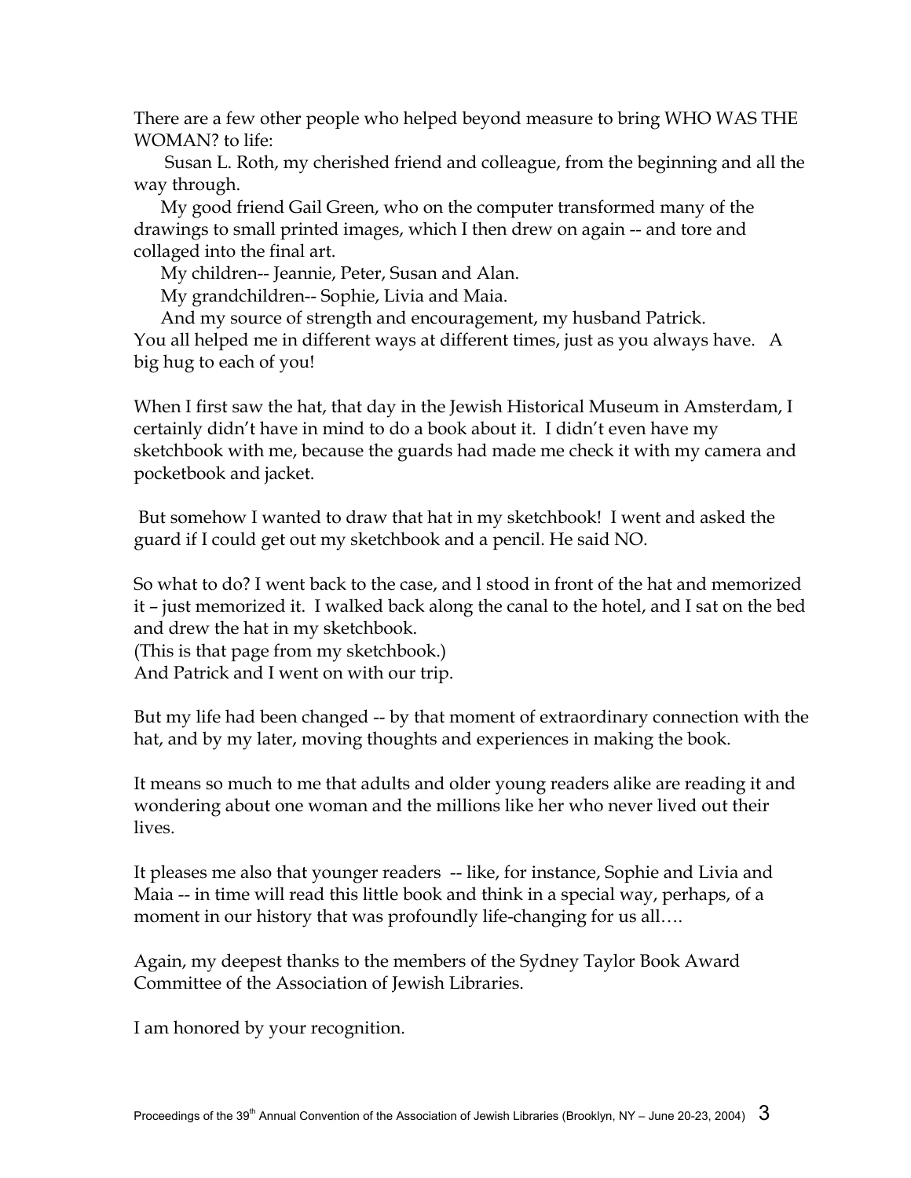There are a few other people who helped beyond measure to bring WHO WAS THE WOMAN? to life:

Susan L. Roth, my cherished friend and colleague, from the beginning and all the way through.

My good friend Gail Green, who on the computer transformed many of the drawings to small printed images, which I then drew on again -- and tore and collaged into the final art.

My children-- Jeannie, Peter, Susan and Alan.

My grandchildren-- Sophie, Livia and Maia.

And my source of strength and encouragement, my husband Patrick.

You all helped me in different ways at different times, just as you always have. A big hug to each of you!

When I first saw the hat, that day in the Jewish Historical Museum in Amsterdam, I certainly didn't have in mind to do a book about it. I didn't even have my sketchbook with me, because the guards had made me check it with my camera and pocketbook and jacket.

But somehow I wanted to draw that hat in my sketchbook! I went and asked the guard if I could get out my sketchbook and a pencil. He said NO.

So what to do? I went back to the case, and l stood in front of the hat and memorized it – just memorized it. I walked back along the canal to the hotel, and I sat on the bed and drew the hat in my sketchbook.

(This is that page from my sketchbook.)

And Patrick and I went on with our trip.

But my life had been changed -- by that moment of extraordinary connection with the hat, and by my later, moving thoughts and experiences in making the book.

It means so much to me that adults and older young readers alike are reading it and wondering about one woman and the millions like her who never lived out their lives.

It pleases me also that younger readers -- like, for instance, Sophie and Livia and Maia -- in time will read this little book and think in a special way, perhaps, of a moment in our history that was profoundly life-changing for us all….

Again, my deepest thanks to the members of the Sydney Taylor Book Award Committee of the Association of Jewish Libraries.

I am honored by your recognition.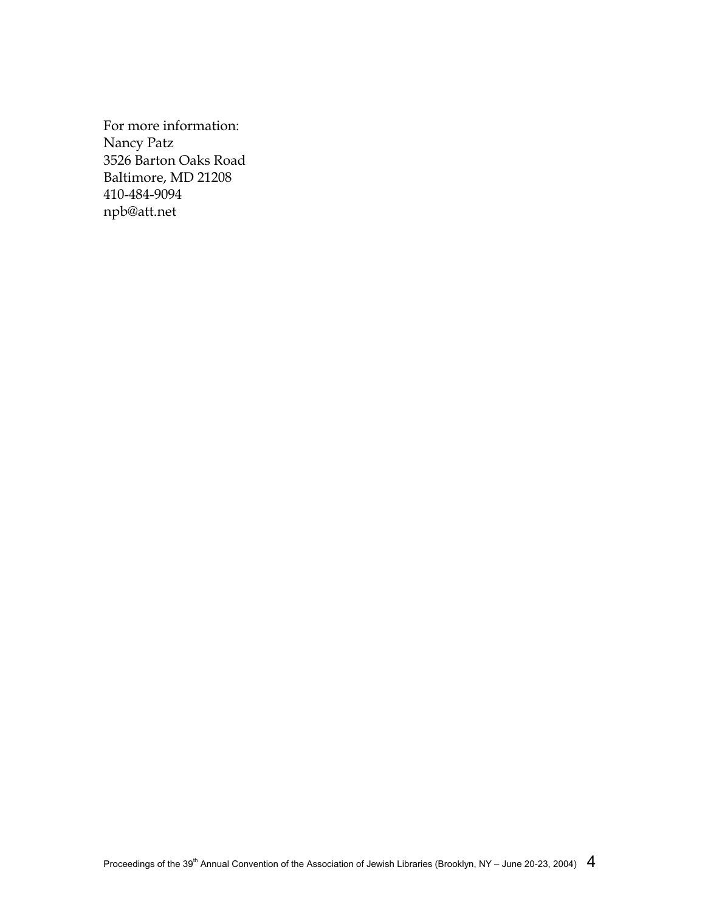For more information:
Nancy Patz
3526 Barton Oaks Road
Baltimore, MD 21208
410-484-9094
npb@att.net